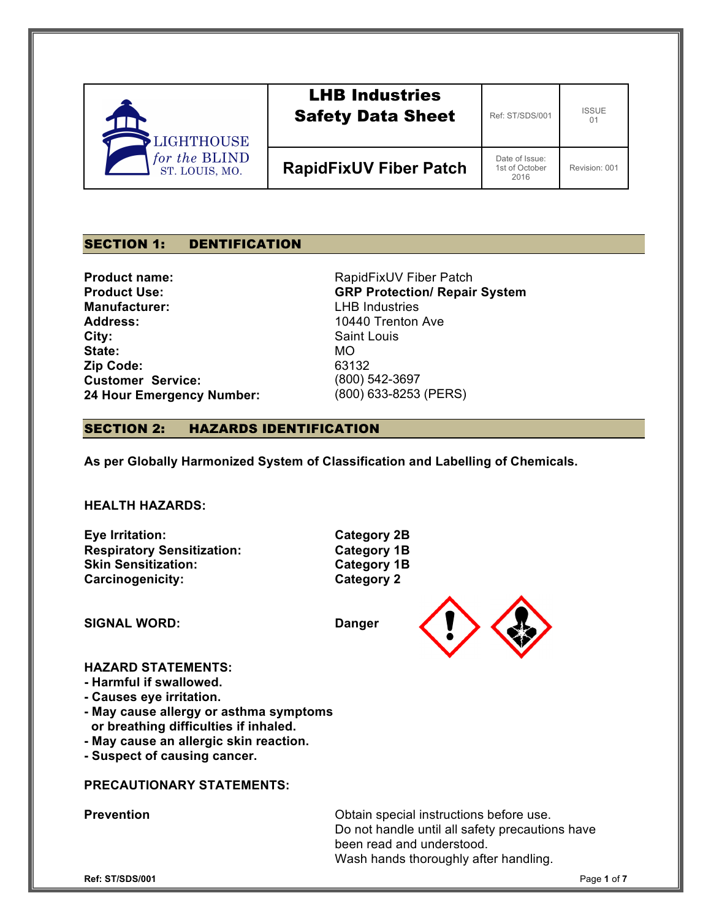| LIGHTHOUSE for the BLIND ST. LOUIS, MO. | LHB Industries Safety Data Sheet | Ref: ST/SDS/001 | ISSUE 01 |
|---|---|---|---|
| | RapidFixUV Fiber Patch | Date of Issue: 1st of October 2016 | Revision: 001 |

## SECTION 1: DENTIFICATION

**Product name:** RapidFixUV Fiber Patch
**Product Use:** **GRP Protection/ Repair System**
**Manufacturer:** LHB Industries
**Address:** 10440 Trenton Ave
**City:** Saint Louis
**State:** MO
**Zip Code:** 63132
**Customer Service:** (800) 542-3697
**24 Hour Emergency Number:** (800) 633-8253 (PERS)

## SECTION 2: HAZARDS IDENTIFICATION

**As per Globally Harmonized System of Classification and Labelling of Chemicals.**

**HEALTH HAZARDS:**

**Eye Irritation:** **Category 2B**
**Respiratory Sensitization:** **Category 1B**
**Skin Sensitization:** **Category 1B**
**Carcinogenicity:** **Category 2**

**SIGNAL WORD:** **Danger**

**HAZARD STATEMENTS:**
- **Harmful if swallowed.**
- **Causes eye irritation.**
- **May cause allergy or asthma symptoms or breathing difficulties if inhaled.**
- **May cause an allergic skin reaction.**
- **Suspect of causing cancer.**

**PRECAUTIONARY STATEMENTS:**

**Prevention**

Obtain special instructions before use.
Do not handle until all safety precautions have been read and understood.
Wash hands thoroughly after handling.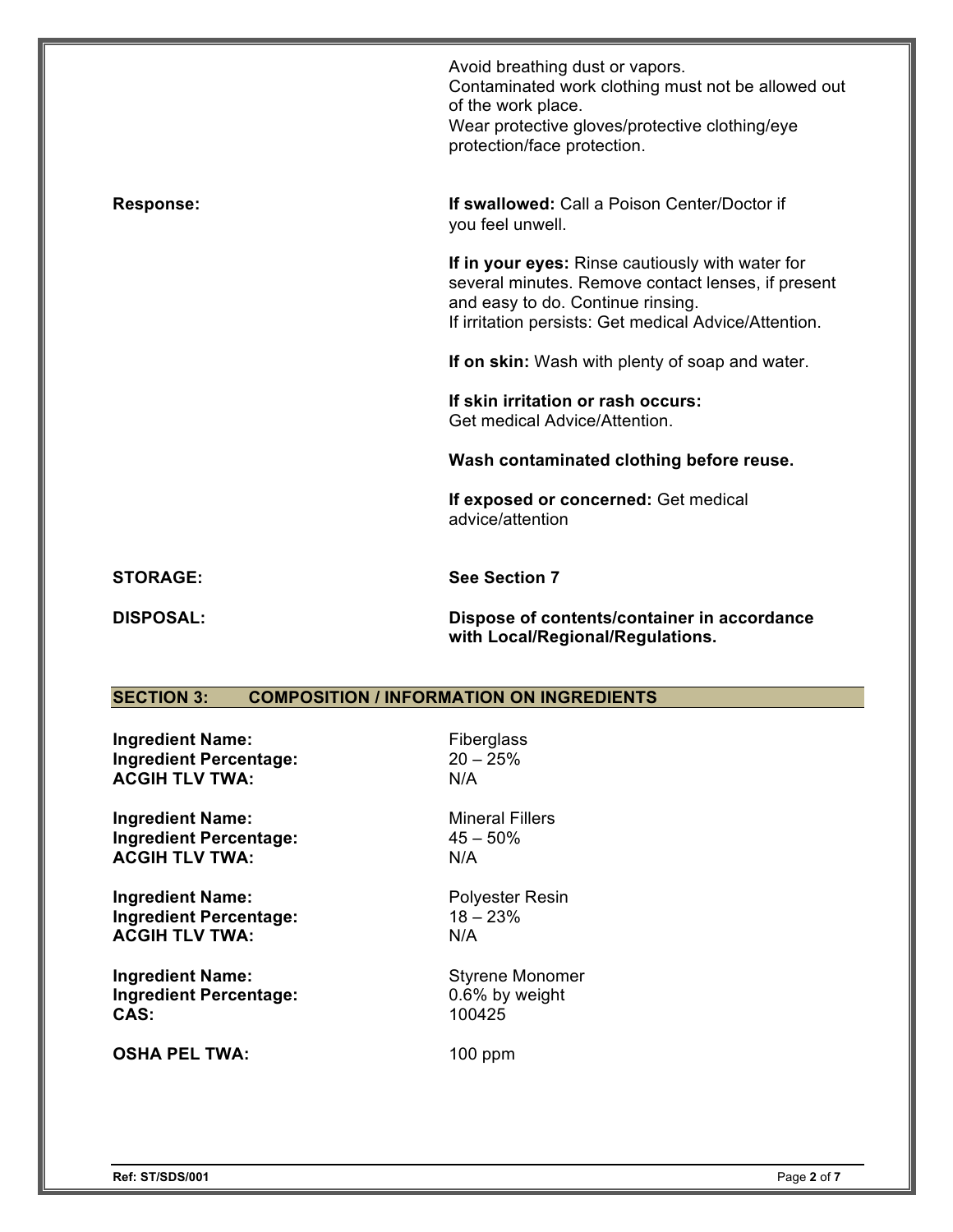Avoid breathing dust or vapors.
Contaminated work clothing must not be allowed out of the work place.
Wear protective gloves/protective clothing/eye protection/face protection.

**Response:**

**If swallowed:** Call a Poison Center/Doctor if you feel unwell.

**If in your eyes:** Rinse cautiously with water for several minutes. Remove contact lenses, if present and easy to do. Continue rinsing.
If irritation persists: Get medical Advice/Attention.

**If on skin:** Wash with plenty of soap and water.

**If skin irritation or rash occurs:**
Get medical Advice/Attention.

**Wash contaminated clothing before reuse.**

**If exposed or concerned:** Get medical advice/attention

**STORAGE:** **See Section 7**

**DISPOSAL:** **Dispose of contents/container in accordance with Local/Regional/Regulations.**

## SECTION 3: COMPOSITION / INFORMATION ON INGREDIENTS

**Ingredient Name:** Fiberglass
**Ingredient Percentage:** 20 – 25%
**ACGIH TLV TWA:** N/A

**Ingredient Name:** Mineral Fillers
**Ingredient Percentage:** 45 – 50%
**ACGIH TLV TWA:** N/A

**Ingredient Name:** Polyester Resin
**Ingredient Percentage:** 18 – 23%
**ACGIH TLV TWA:** N/A

**Ingredient Name:** Styrene Monomer
**Ingredient Percentage:** 0.6% by weight
**CAS:** 100425

**OSHA PEL TWA:** 100 ppm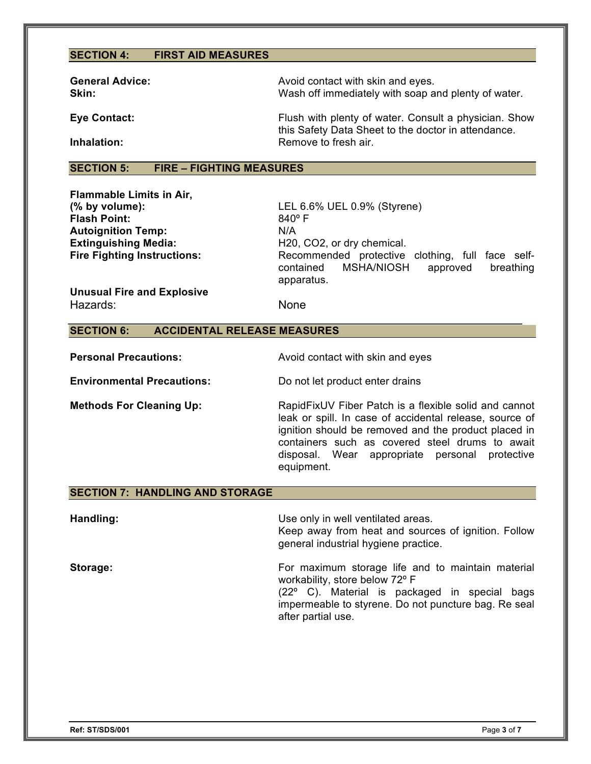## SECTION 4: FIRST AID MEASURES

| | |
|---|---|
| **General Advice:** | Avoid contact with skin and eyes. |
| **Skin:** | Wash off immediately with soap and plenty of water. |
| **Eye Contact:** | Flush with plenty of water. Consult a physician. Show this Safety Data Sheet to the doctor in attendance. |
| **Inhalation:** | Remove to fresh air. |

## SECTION 5: FIRE – FIGHTING MEASURES

| | |
|---|---|
| **Flammable Limits in Air, (% by volume):** | LEL 6.6% UEL 0.9% (Styrene) |
| **Flash Point:** | 840º F |
| **Autoignition Temp:** | N/A |
| **Extinguishing Media:** | H20, CO2, or dry chemical. |
| **Fire Fighting Instructions:** | Recommended protective clothing, full face self-contained MSHA/NIOSH approved breathing apparatus. |
| **Unusual Fire and Explosive** Hazards: | None |

## SECTION 6: ACCIDENTAL RELEASE MEASURES

| | |
|---|---|
| **Personal Precautions:** | Avoid contact with skin and eyes |
| **Environmental Precautions:** | Do not let product enter drains |
| **Methods For Cleaning Up:** | RapidFixUV Fiber Patch is a flexible solid and cannot leak or spill. In case of accidental release, source of ignition should be removed and the product placed in containers such as covered steel drums to await disposal. Wear appropriate personal protective equipment. |

## SECTION 7: HANDLING AND STORAGE

| | |
|---|---|
| **Handling:** | Use only in well ventilated areas. Keep away from heat and sources of ignition. Follow general industrial hygiene practice. |
| **Storage:** | For maximum storage life and to maintain material workability, store below 72º F (22º C). Material is packaged in special bags impermeable to styrene. Do not puncture bag. Re seal after partial use. |

**Ref: ST/SDS/001**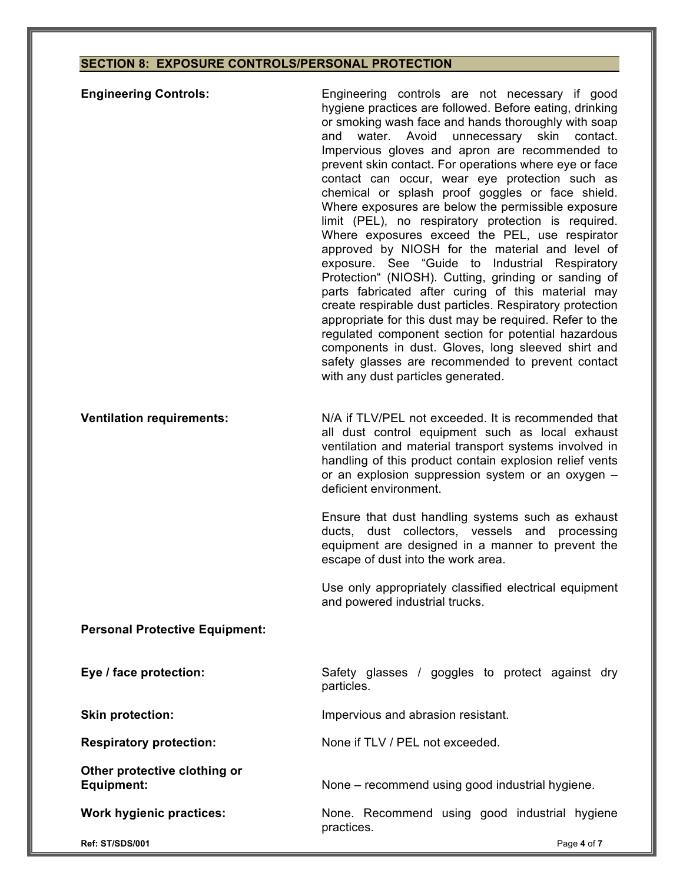## SECTION 8: EXPOSURE CONTROLS/PERSONAL PROTECTION

**Engineering Controls:**

Engineering controls are not necessary if good hygiene practices are followed. Before eating, drinking or smoking wash face and hands thoroughly with soap and water. Avoid unnecessary skin contact. Impervious gloves and apron are recommended to prevent skin contact. For operations where eye or face contact can occur, wear eye protection such as chemical or splash proof goggles or face shield. Where exposures are below the permissible exposure limit (PEL), no respiratory protection is required. Where exposures exceed the PEL, use respirator approved by NIOSH for the material and level of exposure. See "Guide to Industrial Respiratory Protection" (NIOSH). Cutting, grinding or sanding of parts fabricated after curing of this material may create respirable dust particles. Respiratory protection appropriate for this dust may be required. Refer to the regulated component section for potential hazardous components in dust. Gloves, long sleeved shirt and safety glasses are recommended to prevent contact with any dust particles generated.

**Ventilation requirements:**

N/A if TLV/PEL not exceeded. It is recommended that all dust control equipment such as local exhaust ventilation and material transport systems involved in handling of this product contain explosion relief vents or an explosion suppression system or an oxygen – deficient environment.

Ensure that dust handling systems such as exhaust ducts, dust collectors, vessels and processing equipment are designed in a manner to prevent the escape of dust into the work area.

Use only appropriately classified electrical equipment and powered industrial trucks.

**Personal Protective Equipment:**

**Eye / face protection:** Safety glasses / goggles to protect against dry particles.

**Skin protection:** Impervious and abrasion resistant.

**Respiratory protection:** None if TLV / PEL not exceeded.

**Other protective clothing or Equipment:** None – recommend using good industrial hygiene.

**Work hygienic practices:** None. Recommend using good industrial hygiene practices.

**Ref: ST/SDS/001**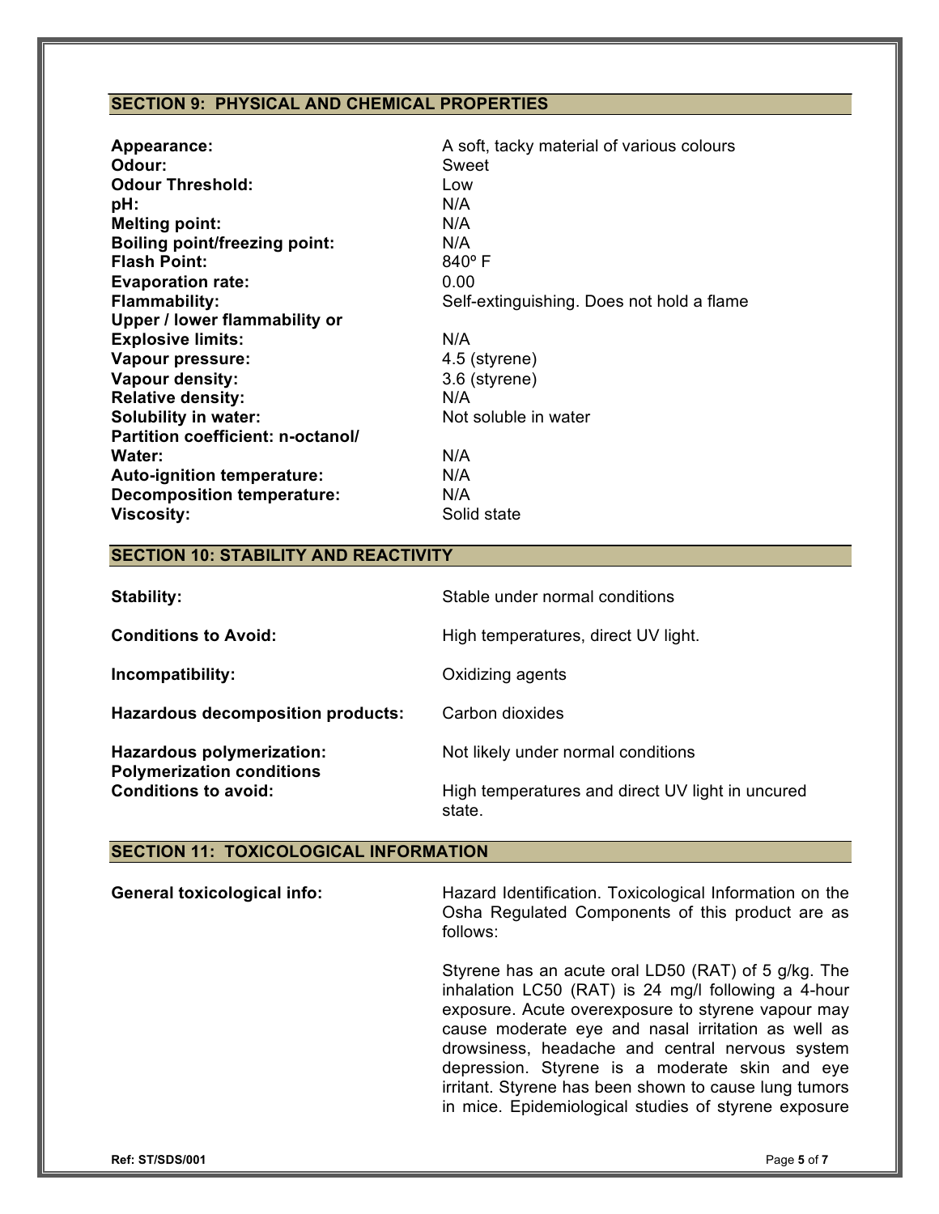## SECTION 9: PHYSICAL AND CHEMICAL PROPERTIES

| | |
|---|---|
| **Appearance:** | A soft, tacky material of various colours |
| **Odour:** | Sweet |
| **Odour Threshold:** | Low |
| **pH:** | N/A |
| **Melting point:** | N/A |
| **Boiling point/freezing point:** | N/A |
| **Flash Point:** | 840º F |
| **Evaporation rate:** | 0.00 |
| **Flammability:** | Self-extinguishing. Does not hold a flame |
| **Upper / lower flammability or Explosive limits:** | N/A |
| **Vapour pressure:** | 4.5 (styrene) |
| **Vapour density:** | 3.6 (styrene) |
| **Relative density:** | N/A |
| **Solubility in water:** | Not soluble in water |
| **Partition coefficient: n-octanol/ Water:** | N/A |
| **Auto-ignition temperature:** | N/A |
| **Decomposition temperature:** | N/A |
| **Viscosity:** | Solid state |

## SECTION 10: STABILITY AND REACTIVITY

| | |
|---|---|
| **Stability:** | Stable under normal conditions |
| **Conditions to Avoid:** | High temperatures, direct UV light. |
| **Incompatibility:** | Oxidizing agents |
| **Hazardous decomposition products:** | Carbon dioxides |
| **Hazardous polymerization:** | Not likely under normal conditions |
| **Polymerization conditions Conditions to avoid:** | High temperatures and direct UV light in uncured state. |

## SECTION 11: TOXICOLOGICAL INFORMATION

**General toxicological info:**

Hazard Identification. Toxicological Information on the Osha Regulated Components of this product are as follows:

Styrene has an acute oral LD50 (RAT) of 5 g/kg. The inhalation LC50 (RAT) is 24 mg/l following a 4-hour exposure. Acute overexposure to styrene vapour may cause moderate eye and nasal irritation as well as drowsiness, headache and central nervous system depression. Styrene is a moderate skin and eye irritant. Styrene has been shown to cause lung tumors in mice. Epidemiological studies of styrene exposure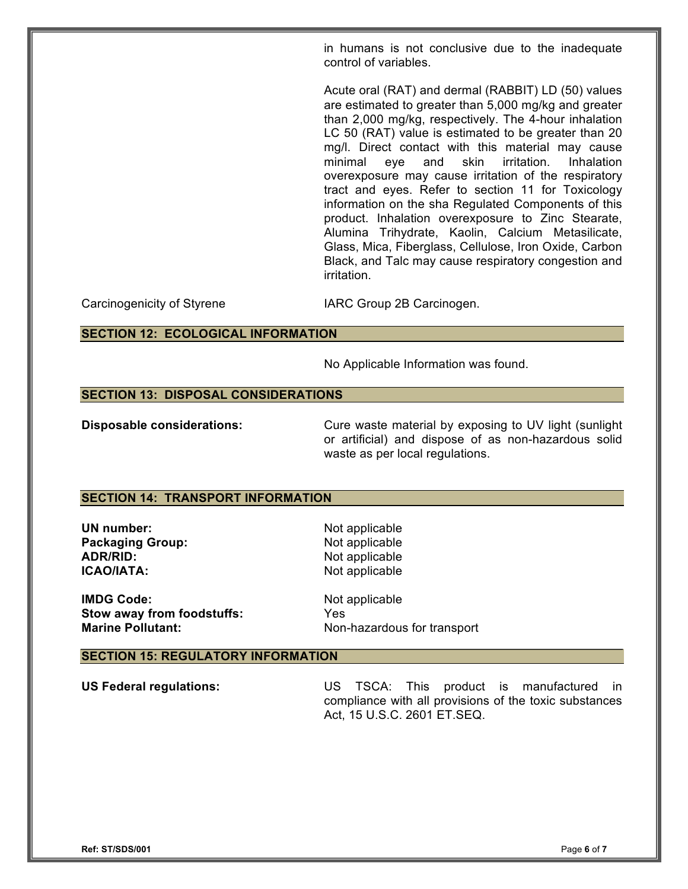in humans is not conclusive due to the inadequate control of variables.

Acute oral (RAT) and dermal (RABBIT) LD (50) values are estimated to greater than 5,000 mg/kg and greater than 2,000 mg/kg, respectively. The 4-hour inhalation LC 50 (RAT) value is estimated to be greater than 20 mg/l. Direct contact with this material may cause minimal eye and skin irritation. Inhalation overexposure may cause irritation of the respiratory tract and eyes. Refer to section 11 for Toxicology information on the sha Regulated Components of this product. Inhalation overexposure to Zinc Stearate, Alumina Trihydrate, Kaolin, Calcium Metasilicate, Glass, Mica, Fiberglass, Cellulose, Iron Oxide, Carbon Black, and Talc may cause respiratory congestion and irritation.

Carcinogenicity of Styrene: IARC Group 2B Carcinogen.

## SECTION 12: ECOLOGICAL INFORMATION

No Applicable Information was found.

## SECTION 13: DISPOSAL CONSIDERATIONS

**Disposable considerations:** Cure waste material by exposing to UV light (sunlight or artificial) and dispose of as non-hazardous solid waste as per local regulations.

## SECTION 14: TRANSPORT INFORMATION

**UN number:** Not applicable
**Packaging Group:** Not applicable
**ADR/RID:** Not applicable
**ICAO/IATA:** Not applicable

**IMDG Code:** Not applicable
**Stow away from foodstuffs:** Yes
**Marine Pollutant:** Non-hazardous for transport

## SECTION 15: REGULATORY INFORMATION

**US Federal regulations:** US TSCA: This product is manufactured in compliance with all provisions of the toxic substances Act, 15 U.S.C. 2601 ET.SEQ.

Ref: ST/SDS/001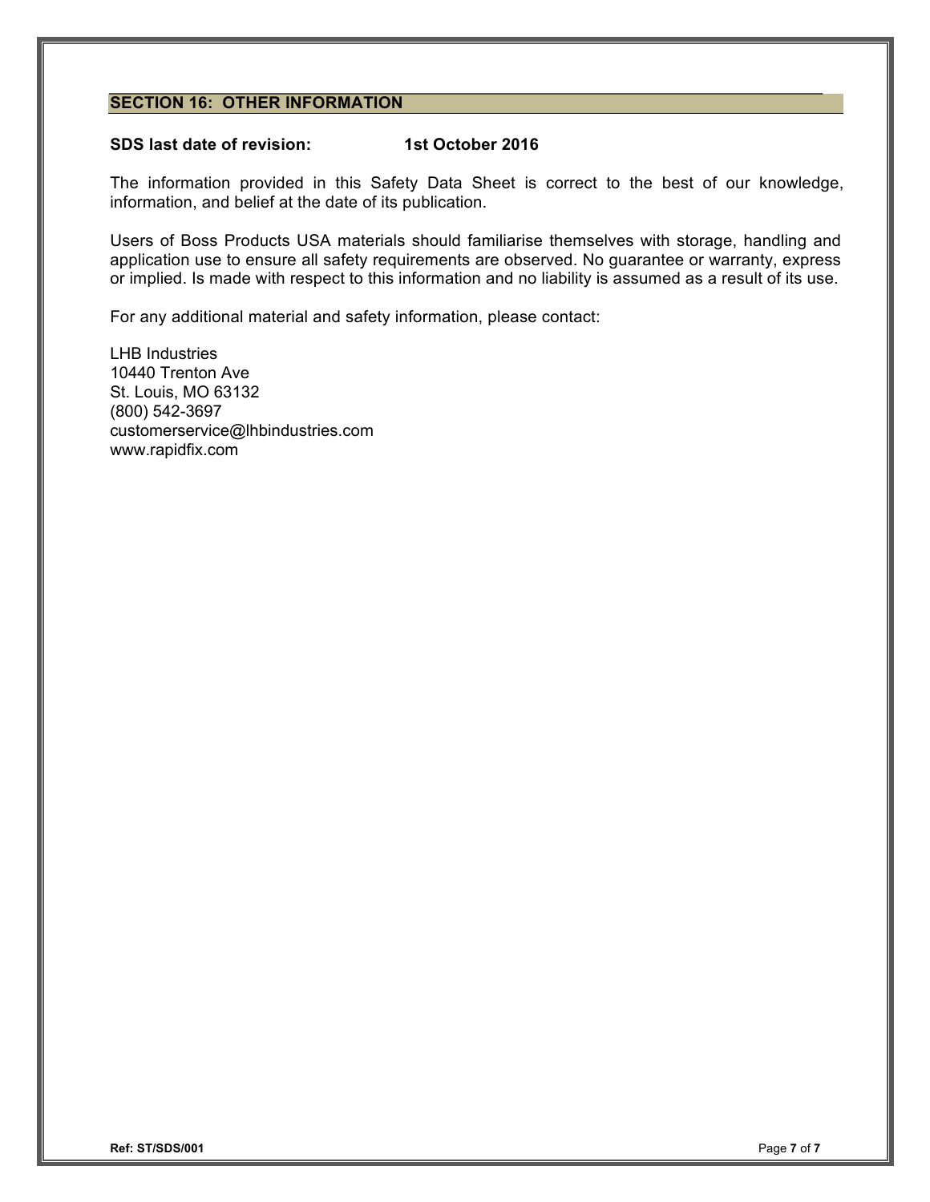## SECTION 16: OTHER INFORMATION

**SDS last date of revision: 1st October 2016**

The information provided in this Safety Data Sheet is correct to the best of our knowledge, information, and belief at the date of its publication.

Users of Boss Products USA materials should familiarise themselves with storage, handling and application use to ensure all safety requirements are observed. No guarantee or warranty, express or implied. Is made with respect to this information and no liability is assumed as a result of its use.

For any additional material and safety information, please contact:

LHB Industries
10440 Trenton Ave
St. Louis, MO 63132
(800) 542-3697
customerservice@lhbindustries.com
www.rapidfix.com

**Ref: ST/SDS/001**